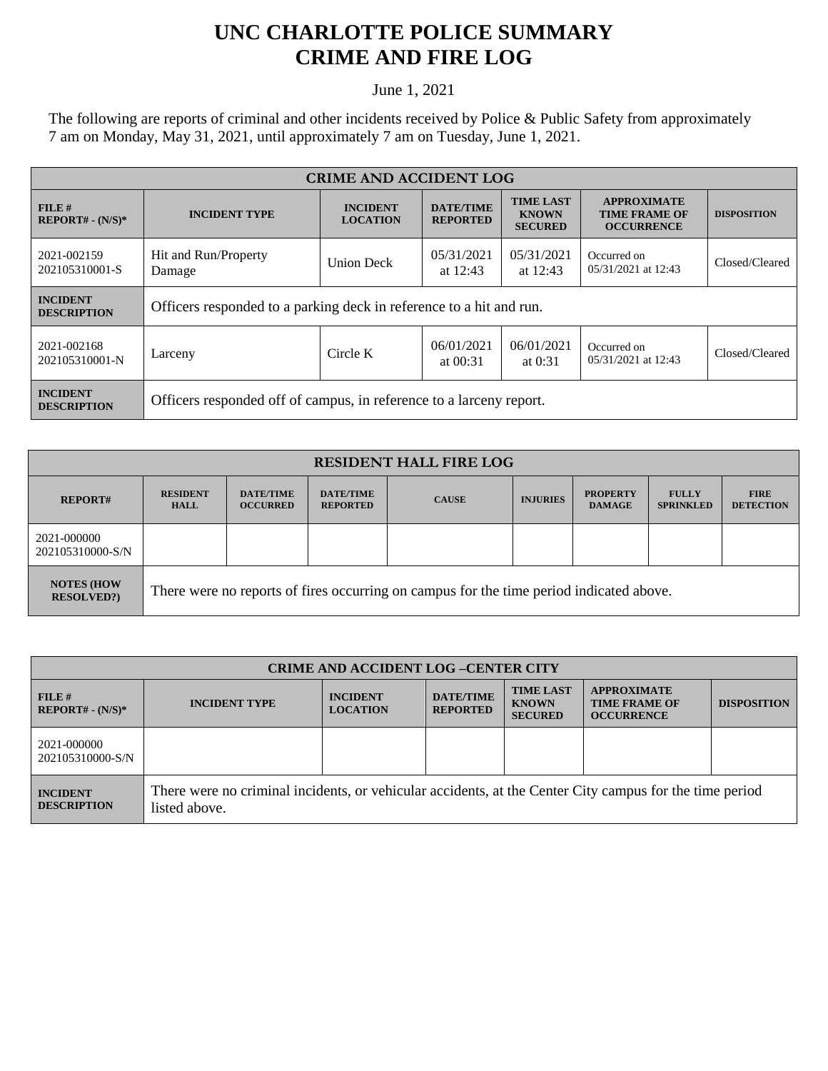# UNC CHARLOTTE POLICE SUMMARY
# CRIME AND FIRE LOG

June 1, 2021

The following are reports of criminal and other incidents received by Police & Public Safety from approximately 7 am on Monday, May 31, 2021, until approximately 7 am on Tuesday, June 1, 2021.

| CRIME AND ACCIDENT LOG | | | | | | |
|---|---|---|---|---|---|---|
| **FILE # REPORT# - (N/S)*** | **INCIDENT TYPE** | **INCIDENT LOCATION** | **DATE/TIME REPORTED** | **TIME LAST KNOWN SECURED** | **APPROXIMATE TIME FRAME OF OCCURRENCE** | **DISPOSITION** |
| 2021-002159 202105310001-S | Hit and Run/Property Damage | Union Deck | 05/31/2021 at 12:43 | 05/31/2021 at 12:43 | Occurred on 05/31/2021 at 12:43 | Closed/Cleared |
| **INCIDENT DESCRIPTION** | Officers responded to a parking deck in reference to a hit and run. | | | | | |
| 2021-002168 202105310001-N | Larceny | Circle K | 06/01/2021 at 00:31 | 06/01/2021 at 0:31 | Occurred on 05/31/2021 at 12:43 | Closed/Cleared |
| **INCIDENT DESCRIPTION** | Officers responded off of campus, in reference to a larceny report. | | | | | |

| RESIDENT HALL FIRE LOG | | | | | | | | |
|---|---|---|---|---|---|---|---|---|
| **REPORT#** | **RESIDENT HALL** | **DATE/TIME OCCURRED** | **DATE/TIME REPORTED** | **CAUSE** | **INJURIES** | **PROPERTY DAMAGE** | **FULLY SPRINKLED** | **FIRE DETECTION** |
| 2021-000000 202105310000-S/N | | | | | | | | |
| **NOTES (HOW RESOLVED?)** | There were no reports of fires occurring on campus for the time period indicated above. | | | | | | | |

| CRIME AND ACCIDENT LOG –CENTER CITY | | | | | | |
|---|---|---|---|---|---|---|
| **FILE # REPORT# - (N/S)*** | **INCIDENT TYPE** | **INCIDENT LOCATION** | **DATE/TIME REPORTED** | **TIME LAST KNOWN SECURED** | **APPROXIMATE TIME FRAME OF OCCURRENCE** | **DISPOSITION** |
| 2021-000000 202105310000-S/N | | | | | | |
| **INCIDENT DESCRIPTION** | There were no criminal incidents, or vehicular accidents, at the Center City campus for the time period listed above. | | | | | |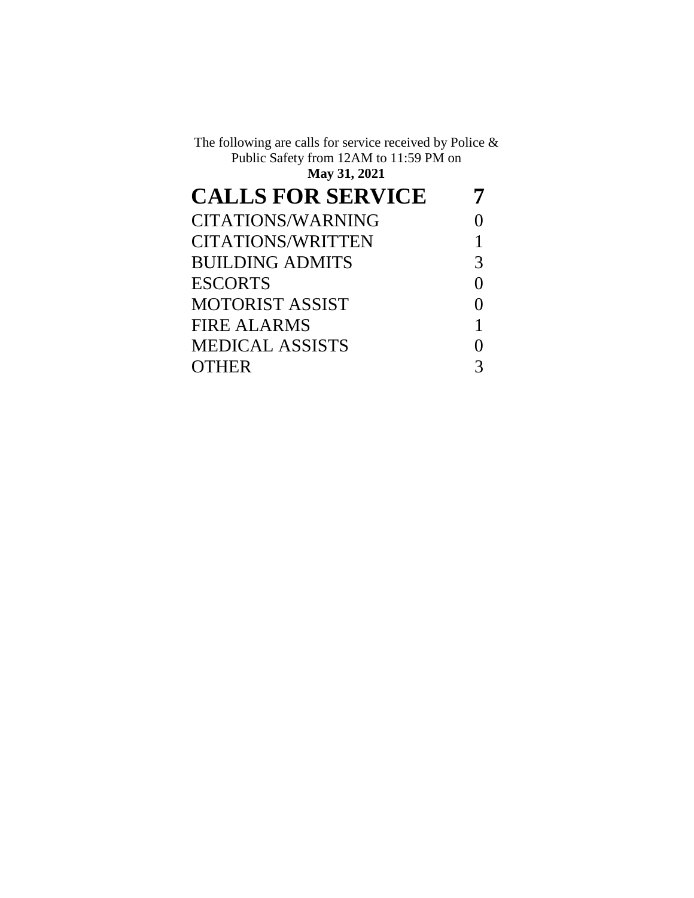The following are calls for service received by Police & Public Safety from 12AM to 11:59 PM on

**May 31, 2021**

| | |
|---|---|
| **CALLS FOR SERVICE** | **7** |
| CITATIONS/WARNING | 0 |
| CITATIONS/WRITTEN | 1 |
| BUILDING ADMITS | 3 |
| ESCORTS | 0 |
| MOTORIST ASSIST | 0 |
| FIRE ALARMS | 1 |
| MEDICAL ASSISTS | 0 |
| OTHER | 3 |